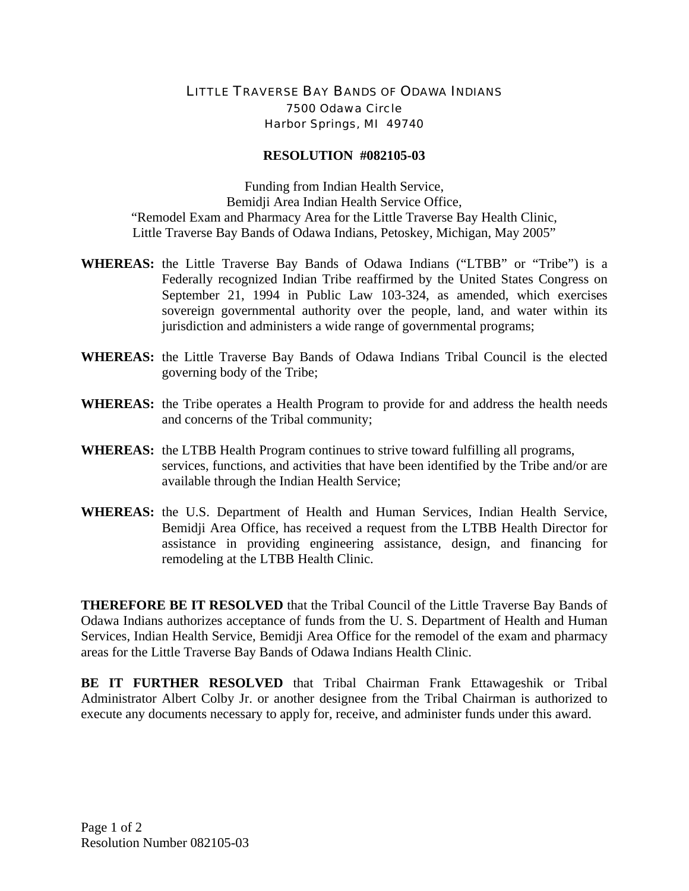LITTLE TRAVERSE BAY BANDS OF ODAWA INDIANS
7500 Odawa Circle
Harbor Springs, MI 49740

**RESOLUTION #082105-03**

Funding from Indian Health Service,
Bemidji Area Indian Health Service Office,
"Remodel Exam and Pharmacy Area for the Little Traverse Bay Health Clinic,
Little Traverse Bay Bands of Odawa Indians, Petoskey, Michigan, May 2005"

**WHEREAS:** the Little Traverse Bay Bands of Odawa Indians ("LTBB" or "Tribe") is a Federally recognized Indian Tribe reaffirmed by the United States Congress on September 21, 1994 in Public Law 103-324, as amended, which exercises sovereign governmental authority over the people, land, and water within its jurisdiction and administers a wide range of governmental programs;

**WHEREAS:** the Little Traverse Bay Bands of Odawa Indians Tribal Council is the elected governing body of the Tribe;

**WHEREAS:** the Tribe operates a Health Program to provide for and address the health needs and concerns of the Tribal community;

**WHEREAS:** the LTBB Health Program continues to strive toward fulfilling all programs, services, functions, and activities that have been identified by the Tribe and/or are available through the Indian Health Service;

**WHEREAS:** the U.S. Department of Health and Human Services, Indian Health Service, Bemidji Area Office, has received a request from the LTBB Health Director for assistance in providing engineering assistance, design, and financing for remodeling at the LTBB Health Clinic.

**THEREFORE BE IT RESOLVED** that the Tribal Council of the Little Traverse Bay Bands of Odawa Indians authorizes acceptance of funds from the U. S. Department of Health and Human Services, Indian Health Service, Bemidji Area Office for the remodel of the exam and pharmacy areas for the Little Traverse Bay Bands of Odawa Indians Health Clinic.

**BE IT FURTHER RESOLVED** that Tribal Chairman Frank Ettawageshik or Tribal Administrator Albert Colby Jr. or another designee from the Tribal Chairman is authorized to execute any documents necessary to apply for, receive, and administer funds under this award.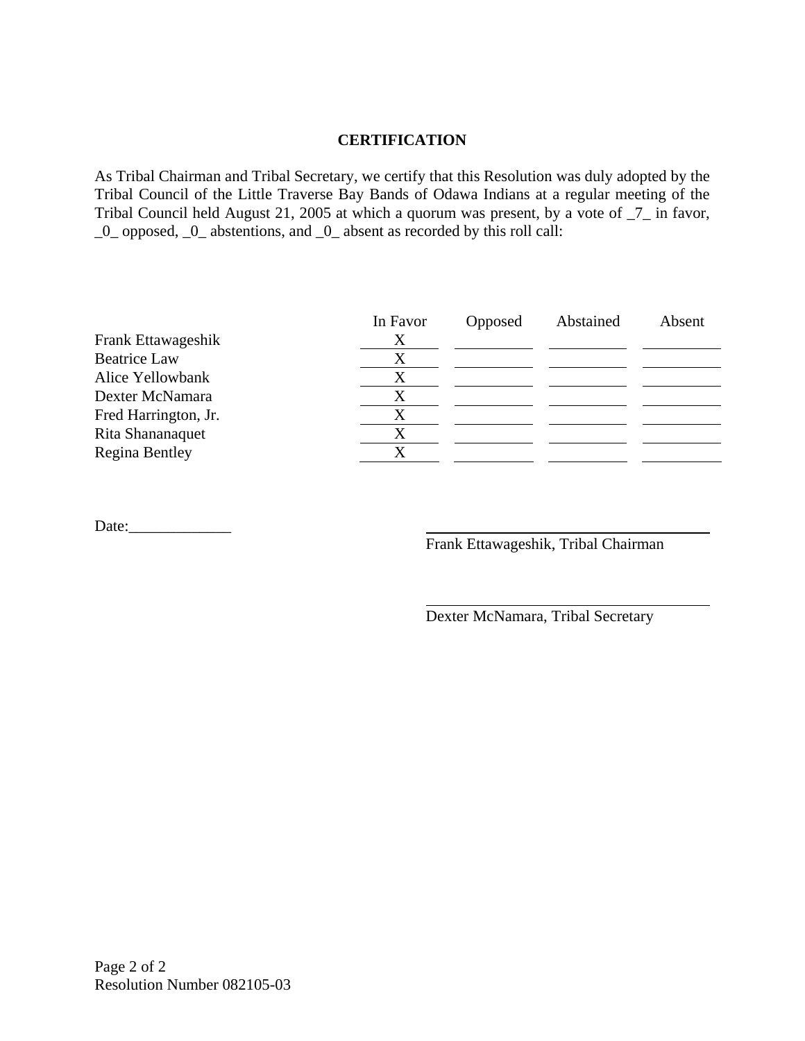## CERTIFICATION

As Tribal Chairman and Tribal Secretary, we certify that this Resolution was duly adopted by the Tribal Council of the Little Traverse Bay Bands of Odawa Indians at a regular meeting of the Tribal Council held August 21, 2005 at which a quorum was present, by a vote of _7_ in favor, _0_ opposed, _0_ abstentions, and _0_ absent as recorded by this roll call:

| | In Favor | Opposed | Abstained | Absent |
|---|---|---|---|---|
| Frank Ettawageshik | X | | | |
| Beatrice Law | X | | | |
| Alice Yellowbank | X | | | |
| Dexter McNamara | X | | | |
| Fred Harrington, Jr. | X | | | |
| Rita Shananaquet | X | | | |
| Regina Bentley | X | | | |

Date:_____________

_________________________________
Frank Ettawageshik, Tribal Chairman

_________________________________
Dexter McNamara, Tribal Secretary

Resolution Number 082105-03